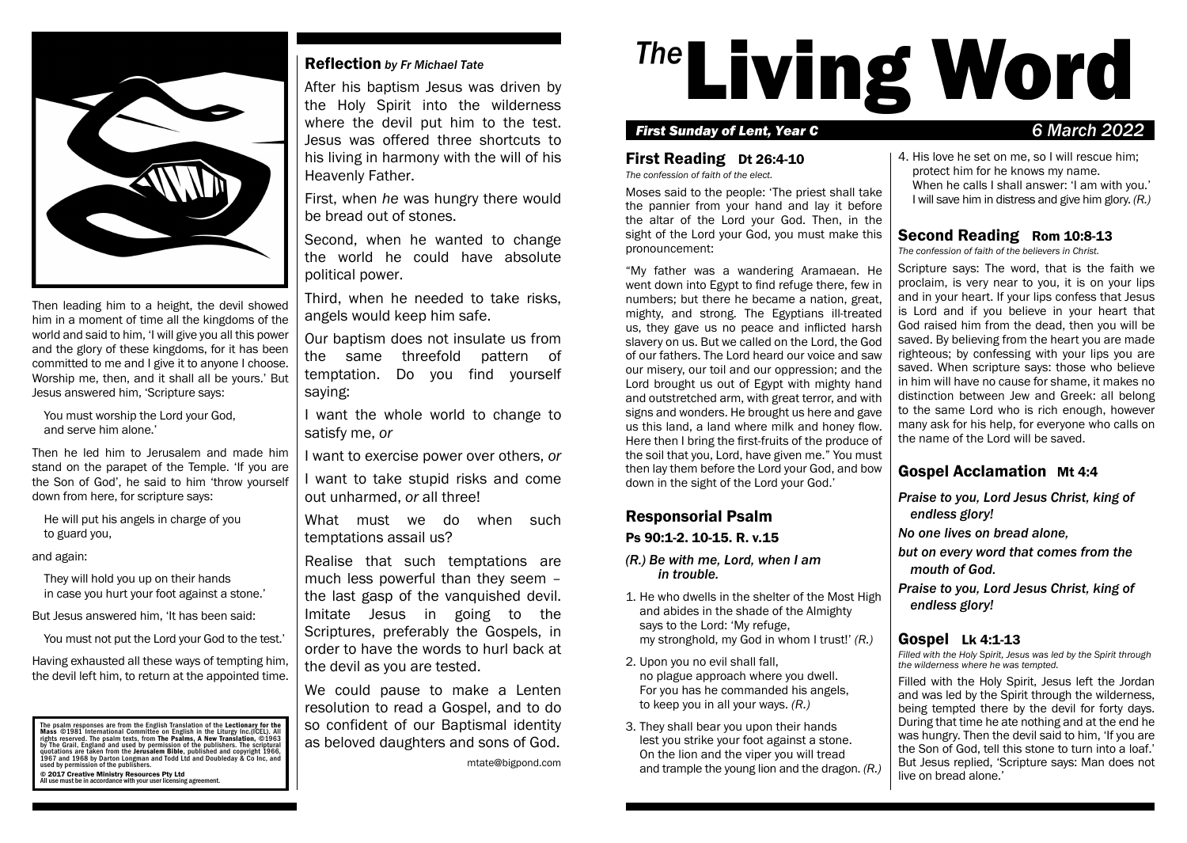# The Living Word

*First Sunday of Lent, Year C* — *6 March 2022*

## First Reading Dt 26:4-10

*The confession of faith of the elect.*

Moses said to the people: 'The priest shall take the pannier from your hand and lay it before the altar of the Lord your God. Then, in the sight of the Lord your God, you must make this pronouncement:

"My father was a wandering Aramaean. He went down into Egypt to find refuge there, few in numbers; but there he became a nation, great, mighty, and strong. The Egyptians ill-treated us, they gave us no peace and inflicted harsh slavery on us. But we called on the Lord, the God of our fathers. The Lord heard our voice and saw our misery, our toil and our oppression; and the Lord brought us out of Egypt with mighty hand and outstretched arm, with great terror, and with signs and wonders. He brought us here and gave us this land, a land where milk and honey flow. Here then I bring the first-fruits of the produce of the soil that you, Lord, have given me." You must then lay them before the Lord your God, and bow down in the sight of the Lord your God.'

## Responsorial Psalm

### Ps 90:1-2. 10-15. R. v.15

*(R.) Be with me, Lord, when I am in trouble.*

1. He who dwells in the shelter of the Most High
and abides in the shade of the Almighty
says to the Lord: 'My refuge,
my stronghold, my God in whom I trust!' *(R.)*

2. Upon you no evil shall fall,
no plague approach where you dwell.
For you has he commanded his angels,
to keep you in all your ways. *(R.)*

3. They shall bear you upon their hands
lest you strike your foot against a stone.
On the lion and the viper you will tread
and trample the young lion and the dragon. *(R.)*

4. His love he set on me, so I will rescue him;
protect him for he knows my name.
When he calls I shall answer: 'I am with you.'
I will save him in distress and give him glory. *(R.)*

## Second Reading Rom 10:8-13

*The confession of faith of the believers in Christ.*

Scripture says: The word, that is the faith we proclaim, is very near to you, it is on your lips and in your heart. If your lips confess that Jesus is Lord and if you believe in your heart that God raised him from the dead, then you will be saved. By believing from the heart you are made righteous; by confessing with your lips you are saved. When scripture says: those who believe in him will have no cause for shame, it makes no distinction between Jew and Greek: all belong to the same Lord who is rich enough, however many ask for his help, for everyone who calls on the name of the Lord will be saved.

## Gospel Acclamation Mt 4:4

*Praise to you, Lord Jesus Christ, king of endless glory!*

*No one lives on bread alone,*

*but on every word that comes from the mouth of God.*

*Praise to you, Lord Jesus Christ, king of endless glory!*

## Gospel Lk 4:1-13

*Filled with the Holy Spirit, Jesus was led by the Spirit through the wilderness where he was tempted.*

Filled with the Holy Spirit, Jesus left the Jordan and was led by the Spirit through the wilderness, being tempted there by the devil for forty days. During that time he ate nothing and at the end he was hungry. Then the devil said to him, 'If you are the Son of God, tell this stone to turn into a loaf.' But Jesus replied, 'Scripture says: Man does not live on bread alone.'

Then leading him to a height, the devil showed him in a moment of time all the kingdoms of the world and said to him, 'I will give you all this power and the glory of these kingdoms, for it has been committed to me and I give it to anyone I choose. Worship me, then, and it shall all be yours.' But Jesus answered him, 'Scripture says:

> You must worship the Lord your God,
> and serve him alone.'

Then he led him to Jerusalem and made him stand on the parapet of the Temple. 'If you are the Son of God', he said to him 'throw yourself down from here, for scripture says:

> He will put his angels in charge of you
> to guard you,

and again:

> They will hold you up on their hands
> in case you hurt your foot against a stone.'

But Jesus answered him, 'It has been said:

> You must not put the Lord your God to the test.'

Having exhausted all these ways of tempting him, the devil left him, to return at the appointed time.

The psalm responses are from the English Translation of the **Lectionary for the Mass** ©1981 International Committee on English in the Liturgy Inc.(ICEL). All rights reserved. The psalm texts, from **The Psalms, A New Translation**, ©1963 by The Grail, England and used by permission of the publishers. The scriptural quotations are taken from the **Jerusalem Bible**, published and copyright 1966, 1967 and 1968 by Darton Longman and Todd Ltd and Doubleday & Co Inc, and used by permission of the publishers.

**© 2017 Creative Ministry Resources Pty Ltd**
All use must be in accordance with your user licensing agreement.

## Reflection *by Fr Michael Tate*

After his baptism Jesus was driven by the Holy Spirit into the wilderness where the devil put him to the test. Jesus was offered three shortcuts to his living in harmony with the will of his Heavenly Father.

First, when *he* was hungry there would be bread out of stones.

Second, when he wanted to change the world he could have absolute political power.

Third, when he needed to take risks, angels would keep him safe.

Our baptism does not insulate us from the same threefold pattern of temptation. Do you find yourself saying:

I want the whole world to change to satisfy me, *or*

I want to exercise power over others, *or*

I want to take stupid risks and come out unharmed, *or* all three!

What must we do when such temptations assail us?

Realise that such temptations are much less powerful than they seem – the last gasp of the vanquished devil. Imitate Jesus in going to the Scriptures, preferably the Gospels, in order to have the words to hurl back at the devil as you are tested.

We could pause to make a Lenten resolution to read a Gospel, and to do so confident of our Baptismal identity as beloved daughters and sons of God.

mtate@bigpond.com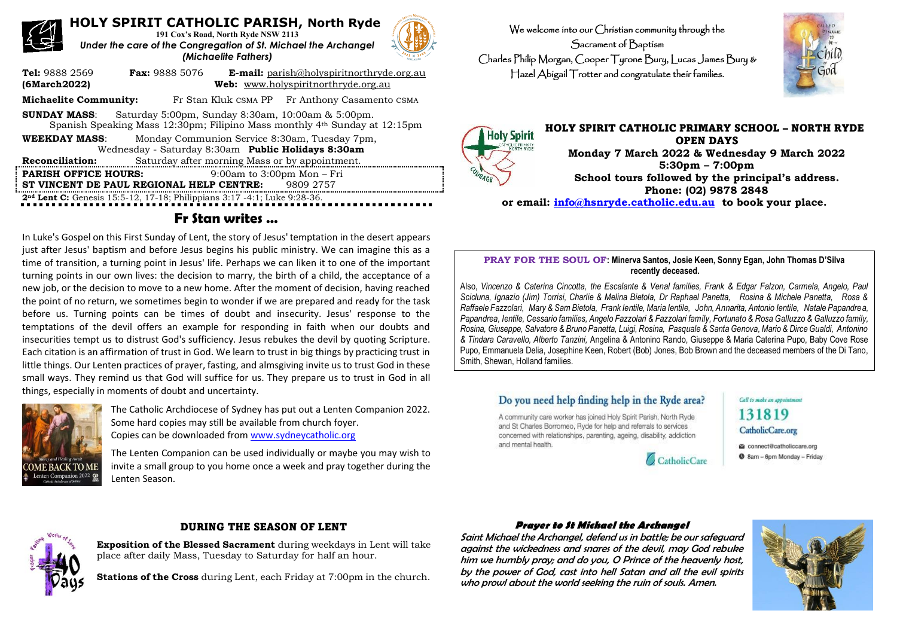# HOLY SPIRIT CATHOLIC PARISH, North Ryde

**191 Cox's Road, North Ryde NSW 2113**

***Under the care of the Congregation of St. Michael the Archangel (Michaelite Fathers)***

**Tel:** 9888 2569 **Fax:** 9888 5076 **E-mail:** parish@holyspiritnorthryde.org.au

**(6March2022)** **Web:** www.holyspiritnorthryde.org.au

**Michaelite Community:** Fr Stan Kluk CSMA PP Fr Anthony Casamento CSMA

**SUNDAY MASS**: Saturday 5:00pm, Sunday 8:30am, 10:00am & 5:00pm. Spanish Speaking Mass 12:30pm; Filipino Mass monthly 4th Sunday at 12:15pm

**WEEKDAY MASS**: Monday Communion Service 8:30am, Tuesday 7pm, Wednesday - Saturday 8:30am **Public Holidays 8:30am**

**Reconciliation:** Saturday after morning Mass or by appointment.

**PARISH OFFICE HOURS:** 9:00am to 3:00pm Mon – Fri

**ST VINCENT DE PAUL REGIONAL HELP CENTRE:** 9809 2757

**2nd Lent C:** Genesis 15:5-12, 17-18; Philippians 3:17 -4:1; Luke 9:28-36.

## Fr Stan writes …

In Luke's Gospel on this First Sunday of Lent, the story of Jesus' temptation in the desert appears just after Jesus' baptism and before Jesus begins his public ministry. We can imagine this as a time of transition, a turning point in Jesus' life. Perhaps we can liken it to one of the important turning points in our own lives: the decision to marry, the birth of a child, the acceptance of a new job, or the decision to move to a new home. After the moment of decision, having reached the point of no return, we sometimes begin to wonder if we are prepared and ready for the task before us. Turning points can be times of doubt and insecurity. Jesus' response to the temptations of the devil offers an example for responding in faith when our doubts and insecurities tempt us to distrust God's sufficiency. Jesus rebukes the devil by quoting Scripture. Each citation is an affirmation of trust in God. We learn to trust in big things by practicing trust in little things. Our Lenten practices of prayer, fasting, and almsgiving invite us to trust God in these small ways. They remind us that God will suffice for us. They prepare us to trust in God in all things, especially in moments of doubt and uncertainty.

The Catholic Archdiocese of Sydney has put out a Lenten Companion 2022. Some hard copies may still be available from church foyer. Copies can be downloaded from www.sydneycatholic.org

The Lenten Companion can be used individually or maybe you may wish to invite a small group to you home once a week and pray together during the Lenten Season.

### DURING THE SEASON OF LENT

**Exposition of the Blessed Sacrament** during weekdays in Lent will take place after daily Mass, Tuesday to Saturday for half an hour.

**Stations of the Cross** during Lent, each Friday at 7:00pm in the church.

We welcome into our Christian community through the Sacrament of Baptism Charles Philip Morgan, Cooper Tyrone Bury, Lucas James Bury & Hazel Abigail Trotter and congratulate their families.

**HOLY SPIRIT CATHOLIC PRIMARY SCHOOL – NORTH RYDE**
**OPEN DAYS**
**Monday 7 March 2022 & Wednesday 9 March 2022**
**5:30pm – 7:00pm**
**School tours followed by the principal's address.**
**Phone: (02) 9878 2848**
**or email: info@hsnryde.catholic.edu.au to book your place.**

**PRAY FOR THE SOUL OF: Minerva Santos, Josie Keen, Sonny Egan, John Thomas D'Silva recently deceased.**

Also, *Vincenzo & Caterina Cincotta, the Escalante & Venal families, Frank & Edgar Falzon, Carmela, Angelo, Paul Scicluna, Ignazio (Jim) Torrisi, Charlie & Melina Bietola, Dr Raphael Panetta, Rosina & Michele Panetta, Rosa & Raffaele Fazzolari, Mary & Sam Bietola, Frank Ientile, Maria Ientile, John, Annarita, Antonio Ientile, Natale Papandrea, Papandrea, Ientile, Cessario families, Angelo Fazzolari & Fazzolari family, Fortunato & Rosa Galluzzo & Galluzzo family, Rosina, Giuseppe, Salvatore & Bruno Panetta, Luigi, Rosina, Pasquale & Santa Genova, Mario & Dirce Gualdi, Antonino & Tindara Caravello, Alberto Tanzini,* Angelina & Antonino Rando, Giuseppe & Maria Caterina Pupo, Baby Cove Rose Pupo, Emmanuela Delia, Josephine Keen, Robert (Bob) Jones, Bob Brown and the deceased members of the Di Tano, Smith, Shewan, Holland families.

## Do you need help finding help in the Ryde area?

A community care worker has joined Holy Spirit Parish, North Ryde and St Charles Borromeo, Ryde for help and referrals to services concerned with relationships, parenting, ageing, disability, addiction and mental health.

Call to make an appointment
**131819**
CatholicCare.org
connect@catholiccare.org
8am – 6pm Monday – Friday

CatholicCare

### Prayer to St Michael the Archangel

*Saint Michael the Archangel, defend us in battle; be our safeguard against the wickedness and snares of the devil, may God rebuke him we humbly pray; and do you, O Prince of the heavenly host, by the power of God, cast into hell Satan and all the evil spirits who prowl about the world seeking the ruin of souls. Amen.*